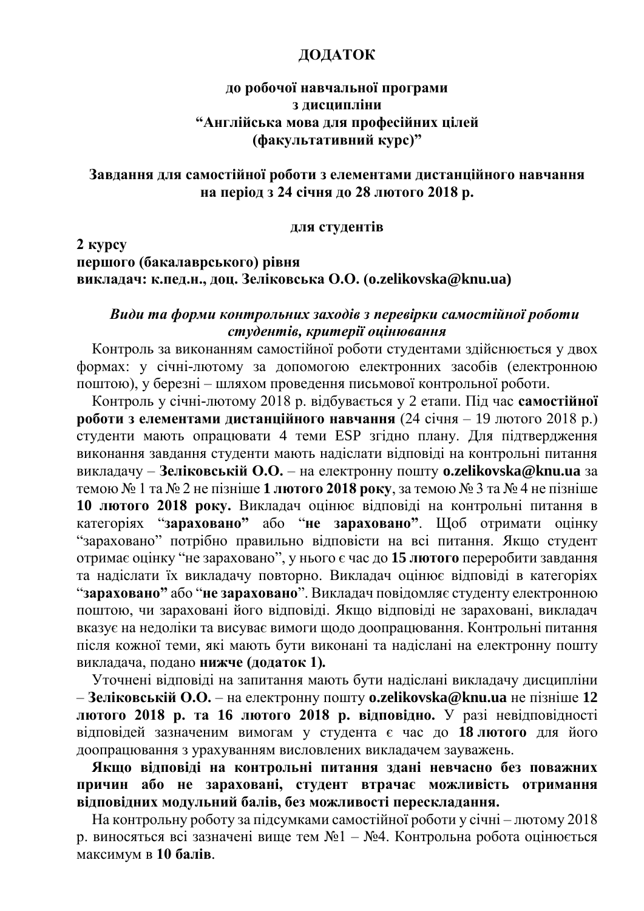**ДОДАТОК**

**до робочої навчальної програми**
**з дисципліни**
**"Англійська мова для професійних цілей**
**(факультативний курс)"**

**Завдання для самостійної роботи з елементами дистанційного навчання**
**на період з 24 січня до 28 лютого 2018 р.**

**для студентів**

**2 курсу**
**першого (бакалаврського) рівня**
**викладач: к.пед.н., доц. Зеліковська О.О. (o.zelikovska@knu.ua)**

***Види та форми контрольних заходів з перевірки самостійної роботи студентів, критерії оцінювання***

Контроль за виконанням самостійної роботи студентами здійснюється у двох формах: у січні-лютому за допомогою електронних засобів (електронною поштою), у березні – шляхом проведення письмової контрольної роботи.

Контроль у січні-лютому 2018 р. відбувається у 2 етапи. Під час **самостійної роботи з елементами дистанційного навчання** (24 січня – 19 лютого 2018 р.) студенти мають опрацювати 4 теми ESP згідно плану. Для підтвердження виконання завдання студенти мають надіслати відповіді на контрольні питання викладачу – **Зеліковській О.О.** – на електронну пошту **o.zelikovska@knu.ua** за темою № 1 та № 2 не пізніше **1 лютого 2018 року**, за темою № 3 та № 4 не пізніше **10 лютого 2018 року.** Викладач оцінює відповіді на контрольні питання в категоріях "**зараховано"** або "**не зараховано"**. Щоб отримати оцінку "зараховано" потрібно правильно відповісти на всі питання. Якщо студент отримає оцінку "не зараховано", у нього є час до **15 лютого** переробити завдання та надіслати їх викладачу повторно. Викладач оцінює відповіді в категоріях "**зараховано"** або "**не зараховано**". Викладач повідомляє студенту електронною поштою, чи зараховані його відповіді. Якщо відповіді не зараховані, викладач вказує на недоліки та висуває вимоги щодо доопрацювання. Контрольні питання після кожної теми, які мають бути виконані та надіслані на електронну пошту викладача, подано **нижче (додаток 1).**

Уточнені відповіді на запитання мають бути надіслані викладачу дисципліни – **Зеліковській О.О.** – на електронну пошту **o.zelikovska@knu.ua** не пізніше **12 лютого 2018 р. та 16 лютого 2018 р. відповідно.** У разі невідповідності відповідей зазначеним вимогам у студента є час до **18 лютого** для його доопрацювання з урахуванням висловлених викладачем зауважень.

**Якщо відповіді на контрольні питання здані невчасно без поважних причин або не зараховані, студент втрачає можливість отримання відповідних модульний балів, без можливості перескладання.**

На контрольну роботу за підсумками самостійної роботи у січні – лютому 2018 р. виносяться всі зазначені вище тем №1 – №4. Контрольна робота оцінюється максимум в **10 балів**.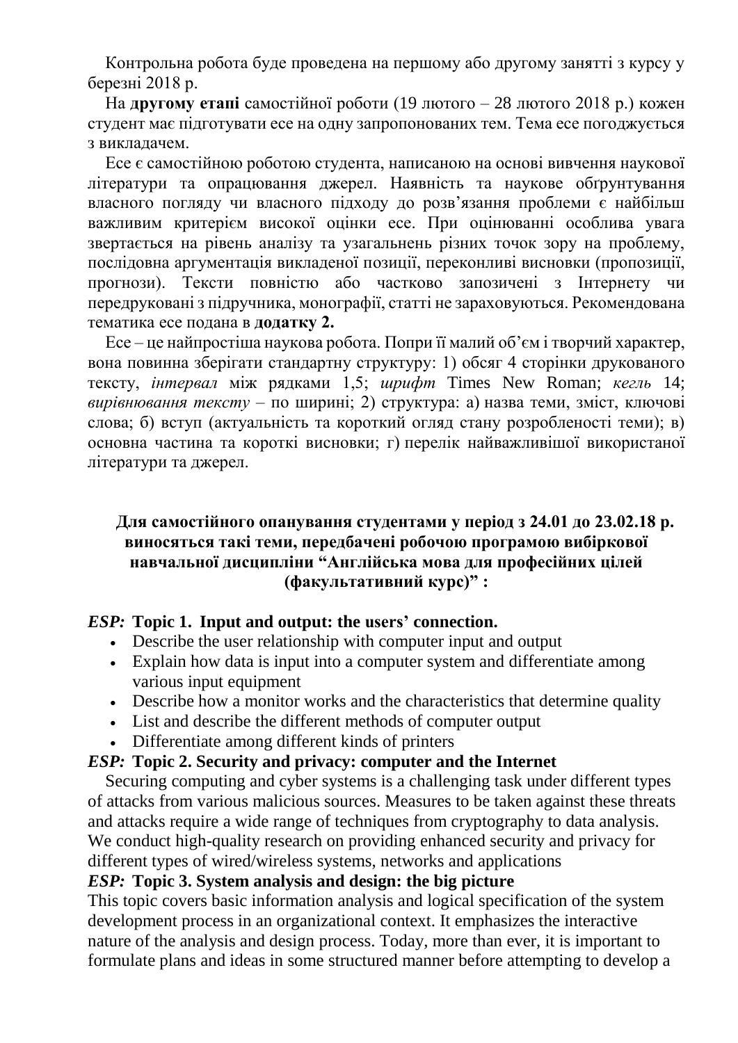Контрольна робота буде проведена на першому або другому занятті з курсу у березні 2018 р.

На **другому етапі** самостійної роботи (19 лютого – 28 лютого 2018 р.) кожен студент має підготувати есе на одну запропонованих тем. Тема есе погоджується з викладачем.

Есе є самостійною роботою студента, написаною на основі вивчення наукової літератури та опрацювання джерел. Наявність та наукове обґрунтування власного погляду чи власного підходу до розв'язання проблеми є найбільш важливим критерієм високої оцінки есе. При оцінюванні особлива увага звертається на рівень аналізу та узагальнень різних точок зору на проблему, послідовна аргументація викладеної позиції, переконливі висновки (пропозиції, прогнози). Тексти повністю або частково запозичені з Інтернету чи передруковані з підручника, монографії, статті не зараховуються. Рекомендована тематика есе подана в **додатку 2.**

Есе – це найпростіша наукова робота. Попри її малий об'єм і творчий характер, вона повинна зберігати стандартну структуру: 1) обсяг 4 сторінки друкованого тексту, *інтервал* між рядками 1,5; *шрифт* Times New Roman; *кегль* 14; *вирівнювання тексту* – по ширині; 2) структура: а) назва теми, зміст, ключові слова; б) вступ (актуальність та короткий огляд стану розробленості теми); в) основна частина та короткі висновки; г) перелік найважливішої використаної літератури та джерел.

**Для самостійного опанування студентами у період з 24.01 до 23.02.18 р. виносяться такі теми, передбачені робочою програмою вибіркової навчальної дисципліни "Англійська мова для професійних цілей (факультативний курс)" :**

***ESP:* Topic 1. Input and output: the users' connection.**

- Describe the user relationship with computer input and output
- Explain how data is input into a computer system and differentiate among various input equipment
- Describe how a monitor works and the characteristics that determine quality
- List and describe the different methods of computer output
- Differentiate among different kinds of printers

***ESP:* Topic 2. Security and privacy: computer and the Internet**

Securing computing and cyber systems is a challenging task under different types of attacks from various malicious sources. Measures to be taken against these threats and attacks require a wide range of techniques from cryptography to data analysis. We conduct high-quality research on providing enhanced security and privacy for different types of wired/wireless systems, networks and applications

***ESP:* Topic 3. System analysis and design: the big picture**

This topic covers basic information analysis and logical specification of the system development process in an organizational context. It emphasizes the interactive nature of the analysis and design process. Today, more than ever, it is important to formulate plans and ideas in some structured manner before attempting to develop a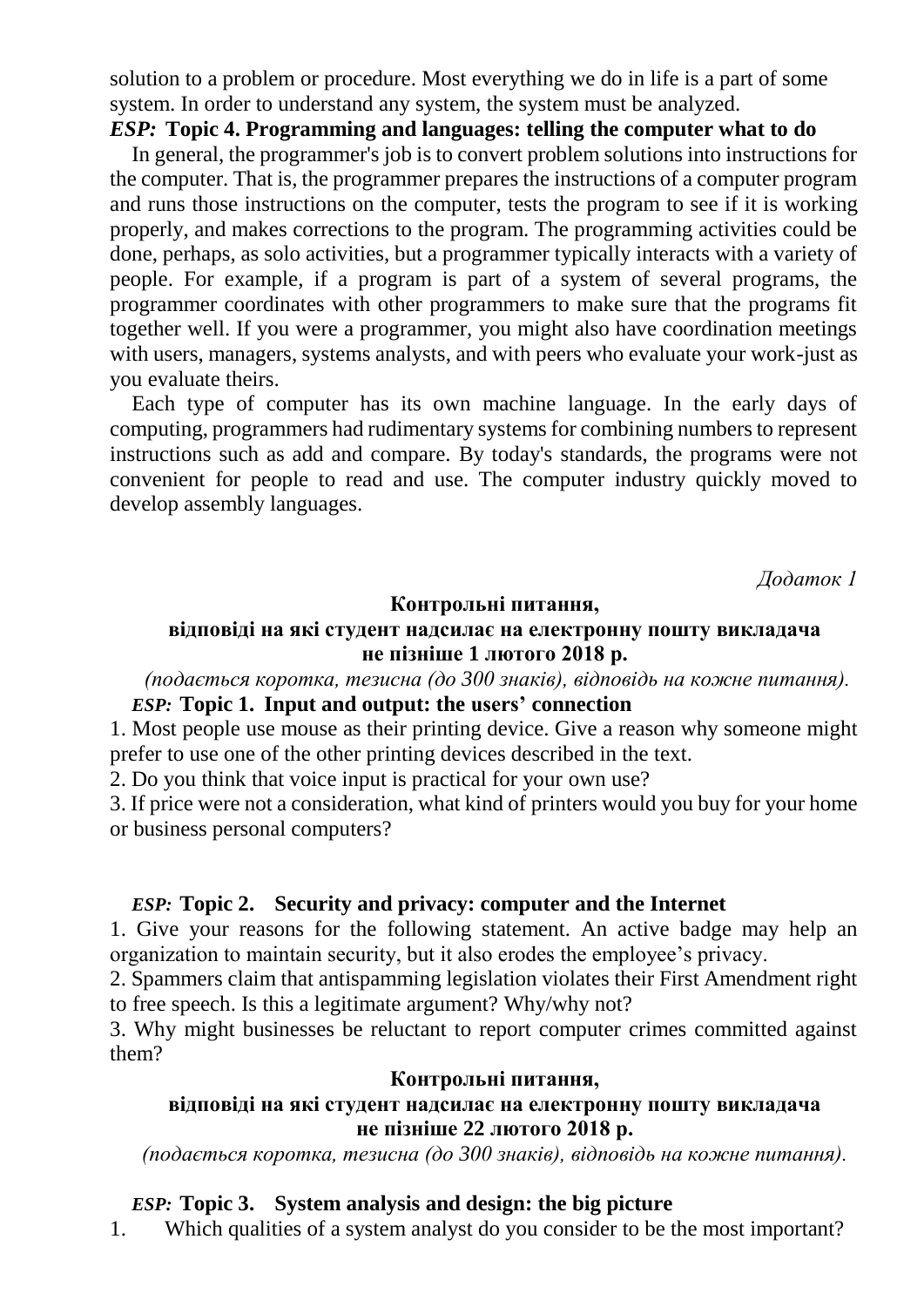solution to a problem or procedure. Most everything we do in life is a part of some system. In order to understand any system, the system must be analyzed.

### *ESP:* Topic 4. Programming and languages: telling the computer what to do

In general, the programmer's job is to convert problem solutions into instructions for the computer. That is, the programmer prepares the instructions of a computer program and runs those instructions on the computer, tests the program to see if it is working properly, and makes corrections to the program. The programming activities could be done, perhaps, as solo activities, but a programmer typically interacts with a variety of people. For example, if a program is part of a system of several programs, the programmer coordinates with other programmers to make sure that the programs fit together well. If you were a programmer, you might also have coordination meetings with users, managers, systems analysts, and with peers who evaluate your work-just as you evaluate theirs.

Each type of computer has its own machine language. In the early days of computing, programmers had rudimentary systems for combining numbers to represent instructions such as add and compare. By today's standards, the programs were not convenient for people to read and use. The computer industry quickly moved to develop assembly languages.

*Додаток 1*

## Контрольні питання, відповіді на які студент надсилає на електронну пошту викладача не пізніше 1 лютого 2018 р.

*(подається коротка, тезисна (до 300 знаків), відповідь на кожне питання).*

### *ESP:* Topic 1. Input and output: the users' connection

1. Most people use mouse as their printing device. Give a reason why someone might prefer to use one of the other printing devices described in the text.
2. Do you think that voice input is practical for your own use?
3. If price were not a consideration, what kind of printers would you buy for your home or business personal computers?

### *ESP:* Topic 2. Security and privacy: computer and the Internet

1. Give your reasons for the following statement. An active badge may help an organization to maintain security, but it also erodes the employee's privacy.
2. Spammers claim that antispamming legislation violates their First Amendment right to free speech. Is this a legitimate argument? Why/why not?
3. Why might businesses be reluctant to report computer crimes committed against them?

## Контрольні питання, відповіді на які студент надсилає на електронну пошту викладача не пізніше 22 лютого 2018 р.

*(подається коротка, тезисна (до 300 знаків), відповідь на кожне питання).*

### *ESP:* Topic 3. System analysis and design: the big picture

1. Which qualities of a system analyst do you consider to be the most important?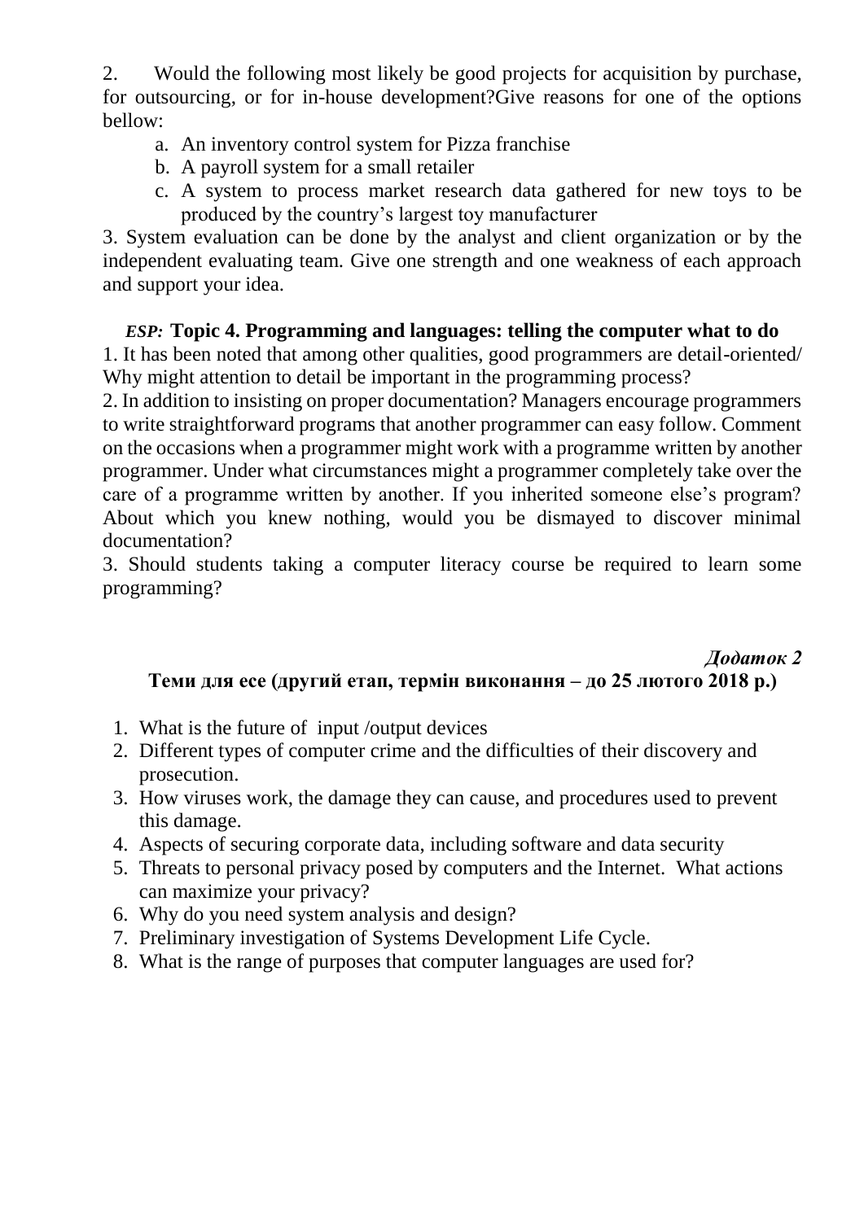2. Would the following most likely be good projects for acquisition by purchase, for outsourcing, or for in-house development?Give reasons for one of the options bellow:

a. An inventory control system for Pizza franchise
b. A payroll system for a small retailer
c. A system to process market research data gathered for new toys to be produced by the country's largest toy manufacturer

3. System evaluation can be done by the analyst and client organization or by the independent evaluating team. Give one strength and one weakness of each approach and support your idea.

### *ESP:* **Topic 4. Programming and languages: telling the computer what to do**

1. It has been noted that among other qualities, good programmers are detail-oriented/ Why might attention to detail be important in the programming process?

2. In addition to insisting on proper documentation? Managers encourage programmers to write straightforward programs that another programmer can easy follow. Comment on the occasions when a programmer might work with a programme written by another programmer. Under what circumstances might a programmer completely take over the care of a programme written by another. If you inherited someone else's program? About which you knew nothing, would you be dismayed to discover minimal documentation?

3. Should students taking a computer literacy course be required to learn some programming?

***Додаток 2***

## **Теми для есе (другий етап, термін виконання – до 25 лютого 2018 р.)**

1. What is the future of input /output devices
2. Different types of computer crime and the difficulties of their discovery and prosecution.
3. How viruses work, the damage they can cause, and procedures used to prevent this damage.
4. Aspects of securing corporate data, including software and data security
5. Threats to personal privacy posed by computers and the Internet. What actions can maximize your privacy?
6. Why do you need system analysis and design?
7. Preliminary investigation of Systems Development Life Cycle.
8. What is the range of purposes that computer languages are used for?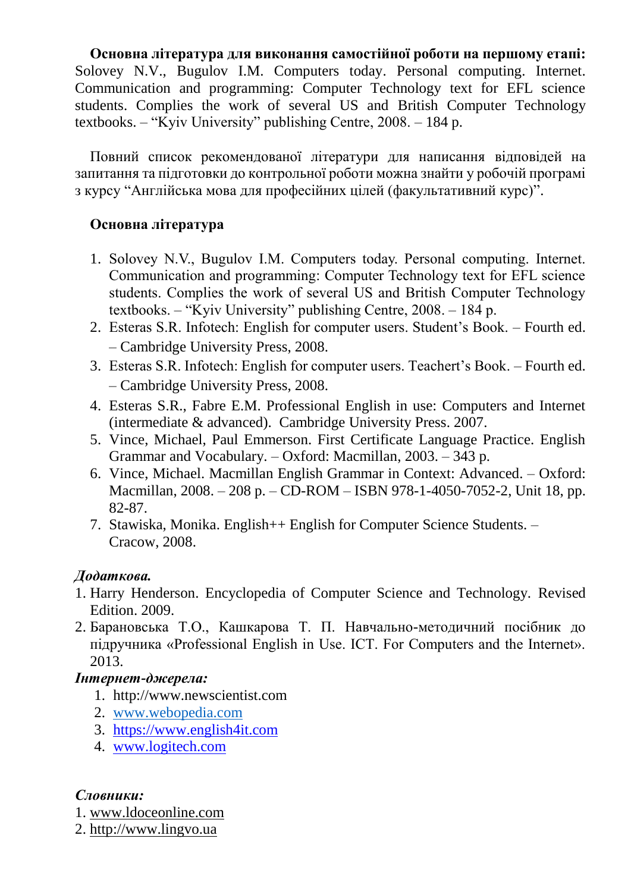**Основна література для виконання самостійної роботи на першому етапі:** Solovey N.V., Bugulov I.M. Computers today. Personal computing. Internet. Communication and programming: Computer Technology text for EFL science students. Complies the work of several US and British Computer Technology textbooks. – "Kyiv University" publishing Centre, 2008. – 184 p.

Повний список рекомендованої літератури для написання відповідей на запитання та підготовки до контрольної роботи можна знайти у робочій програмі з курсу "Англійська мова для професійних цілей (факультативний курс)".

**Основна література**

1. Solovey N.V., Bugulov I.M. Computers today. Personal computing. Internet. Communication and programming: Computer Technology text for EFL science students. Complies the work of several US and British Computer Technology textbooks. – "Kyiv University" publishing Centre, 2008. – 184 p.
2. Esteras S.R. Infotech: English for computer users. Student's Book. – Fourth ed. – Cambridge University Press, 2008.
3. Esteras S.R. Infotech: English for computer users. Teachert's Book. – Fourth ed. – Cambridge University Press, 2008.
4. Esteras S.R., Fabre E.M. Professional English in use: Computers and Internet (intermediate & advanced). Cambridge University Press. 2007.
5. Vince, Michael, Paul Emmerson. First Certificate Language Practice. English Grammar and Vocabulary. – Oxford: Macmillan, 2003. – 343 p.
6. Vince, Michael. Macmillan English Grammar in Context: Advanced. – Oxford: Macmillan, 2008. – 208 p. – CD-ROM – ISBN 978-1-4050-7052-2, Unit 18, pp. 82-87.
7. Stawiska, Monika. English++ English for Computer Science Students. – Cracow, 2008.

***Додаткова.***

1. Harry Henderson. Encyclopedia of Computer Science and Technology. Revised Edition. 2009.
2. Барановська Т.О., Кашкарова Т. П. Навчально-методичний посібник до підручника «Professional English in Use. ICT. For Computers and the Internet». 2013.

***Інтернет-джерела:***

1. http://www.newscientist.com
2. www.webopedia.com
3. https://www.english4it.com
4. www.logitech.com

***Словники:***

1. www.ldoceonline.com
2. http://www.lingvo.ua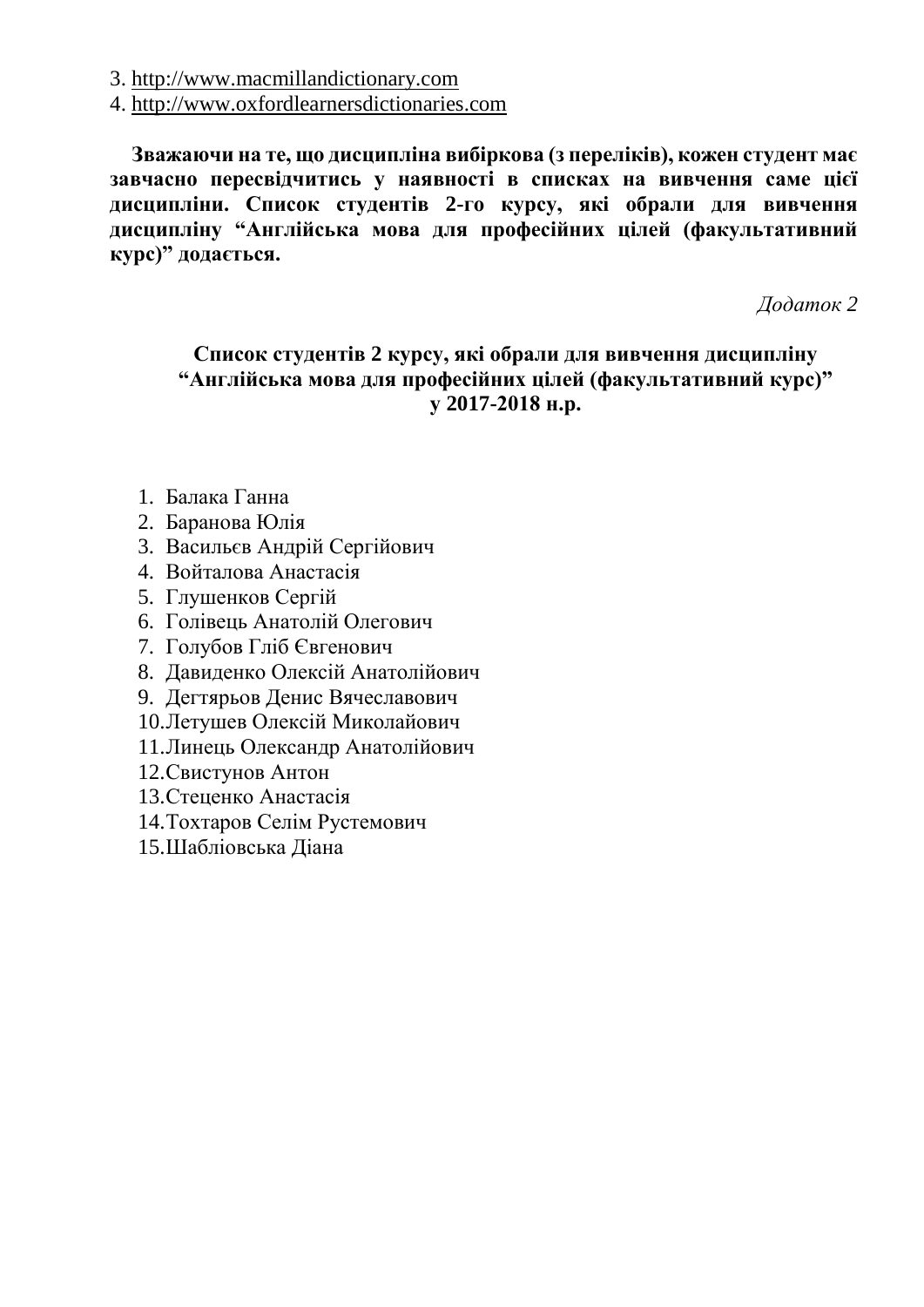3. http://www.macmillandictionary.com
4. http://www.oxfordlearnersdictionaries.com

**Зважаючи на те, що дисципліна вибіркова (з переліків), кожен студент має завчасно пересвідчитись у наявності в списках на вивчення саме цієї дисципліни. Список студентів 2-го курсу, які обрали для вивчення дисципліну "Англійська мова для професійних цілей (факультативний курс)" додається.**

*Додаток 2*

### Список студентів 2 курсу, які обрали для вивчення дисципліну "Англійська мова для професійних цілей (факультативний курс)" у 2017-2018 н.р.

1. Балака Ганна
2. Баранова Юлія
3. Васильєв Андрій Сергійович
4. Войталова Анастасія
5. Глушенков Сергій
6. Голівець Анатолій Олегович
7. Голубов Гліб Євгенович
8. Давиденко Олексій Анатолійович
9. Дегтярьов Денис Вячеславович
10. Летушев Олексій Миколайович
11. Линець Олександр Анатолійович
12. Свистунов Антон
13. Стеценко Анастасія
14. Тохтаров Селім Рустемович
15. Шабліовська Діана